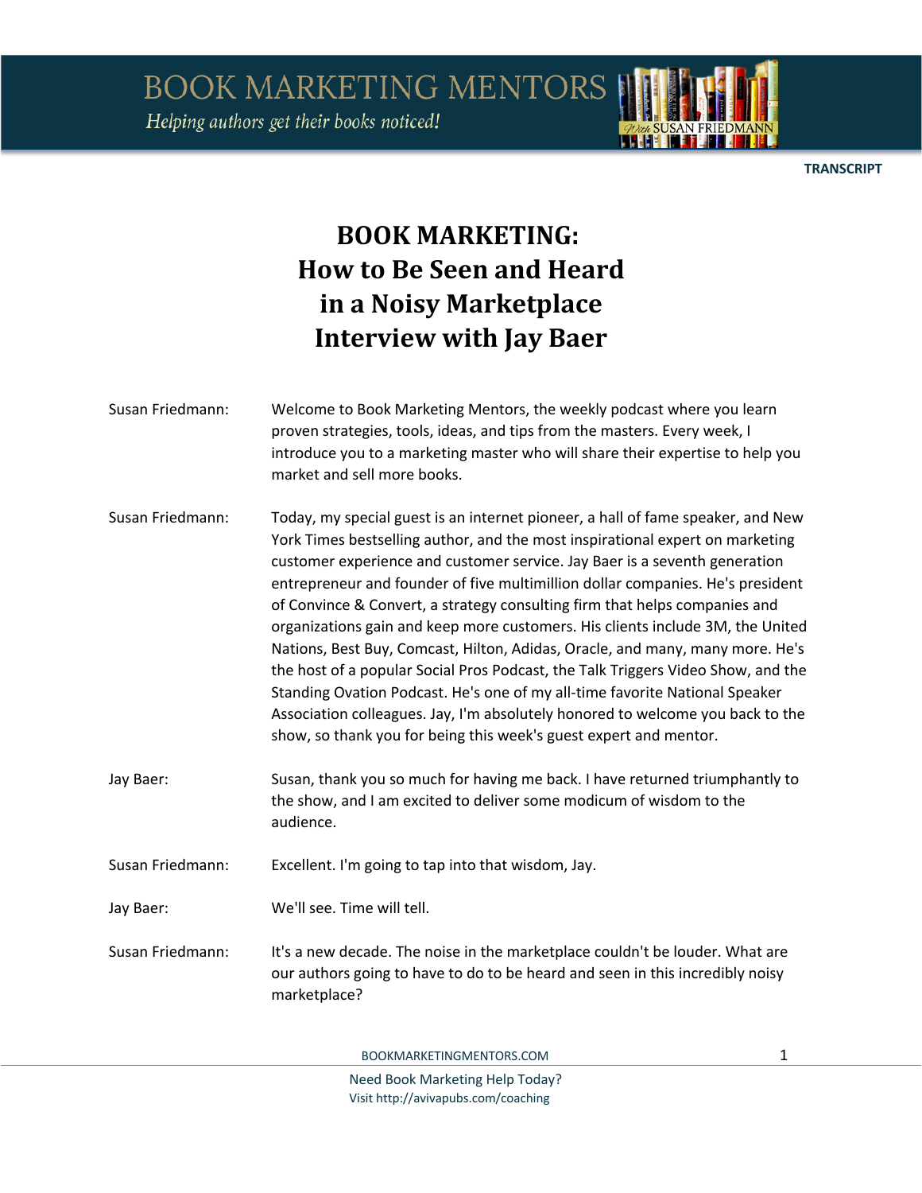# BOOK MARKETING: How to Be Seen and Heard in a Noisy Marketplace Interview with Jay Baer

**Susan Friedmann:** Welcome to Book Marketing Mentors, the weekly podcast where you learn proven strategies, tools, ideas, and tips from the masters. Every week, I introduce you to a marketing master who will share their expertise to help you market and sell more books.

**Susan Friedmann:** Today, my special guest is an internet pioneer, a hall of fame speaker, and New York Times bestselling author, and the most inspirational expert on marketing customer experience and customer service. Jay Baer is a seventh generation entrepreneur and founder of five multimillion dollar companies. He's president of Convince & Convert, a strategy consulting firm that helps companies and organizations gain and keep more customers. His clients include 3M, the United Nations, Best Buy, Comcast, Hilton, Adidas, Oracle, and many, many more. He's the host of a popular Social Pros Podcast, the Talk Triggers Video Show, and the Standing Ovation Podcast. He's one of my all-time favorite National Speaker Association colleagues. Jay, I'm absolutely honored to welcome you back to the show, so thank you for being this week's guest expert and mentor.

**Jay Baer:** Susan, thank you so much for having me back. I have returned triumphantly to the show, and I am excited to deliver some modicum of wisdom to the audience.

**Susan Friedmann:** Excellent. I'm going to tap into that wisdom, Jay.

**Jay Baer:** We'll see. Time will tell.

**Susan Friedmann:** It's a new decade. The noise in the marketplace couldn't be louder. What are our authors going to have to do to be heard and seen in this incredibly noisy marketplace?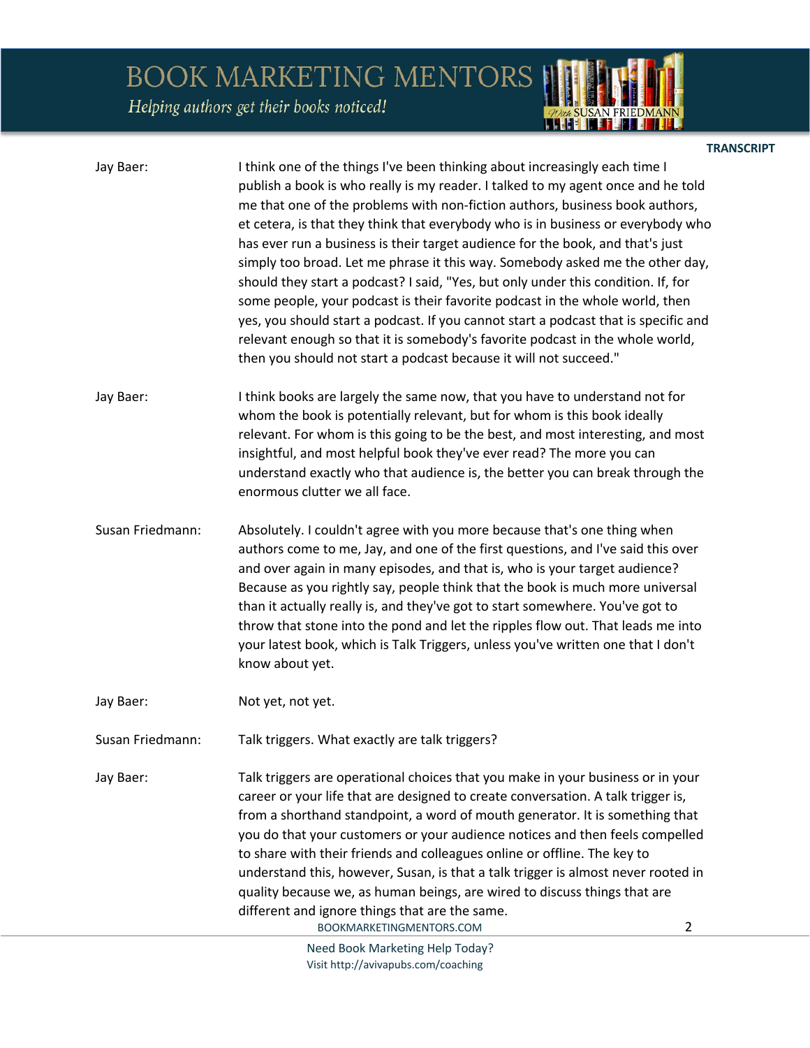**Jay Baer:** I think one of the things I've been thinking about increasingly each time I publish a book is who really is my reader. I talked to my agent once and he told me that one of the problems with non-fiction authors, business book authors, et cetera, is that they think that everybody who is in business or everybody who has ever run a business is their target audience for the book, and that's just simply too broad. Let me phrase it this way. Somebody asked me the other day, should they start a podcast? I said, "Yes, but only under this condition. If, for some people, your podcast is their favorite podcast in the whole world, then yes, you should start a podcast. If you cannot start a podcast that is specific and relevant enough so that it is somebody's favorite podcast in the whole world, then you should not start a podcast because it will not succeed."

**Jay Baer:** I think books are largely the same now, that you have to understand not for whom the book is potentially relevant, but for whom is this book ideally relevant. For whom is this going to be the best, and most interesting, and most insightful, and most helpful book they've ever read? The more you can understand exactly who that audience is, the better you can break through the enormous clutter we all face.

**Susan Friedmann:** Absolutely. I couldn't agree with you more because that's one thing when authors come to me, Jay, and one of the first questions, and I've said this over and over again in many episodes, and that is, who is your target audience? Because as you rightly say, people think that the book is much more universal than it actually really is, and they've got to start somewhere. You've got to throw that stone into the pond and let the ripples flow out. That leads me into your latest book, which is Talk Triggers, unless you've written one that I don't know about yet.

**Jay Baer:** Not yet, not yet.

**Susan Friedmann:** Talk triggers. What exactly are talk triggers?

**Jay Baer:** Talk triggers are operational choices that you make in your business or in your career or your life that are designed to create conversation. A talk trigger is, from a shorthand standpoint, a word of mouth generator. It is something that you do that your customers or your audience notices and then feels compelled to share with their friends and colleagues online or offline. The key to understand this, however, Susan, is that a talk trigger is almost never rooted in quality because we, as human beings, are wired to discuss things that are different and ignore things that are the same.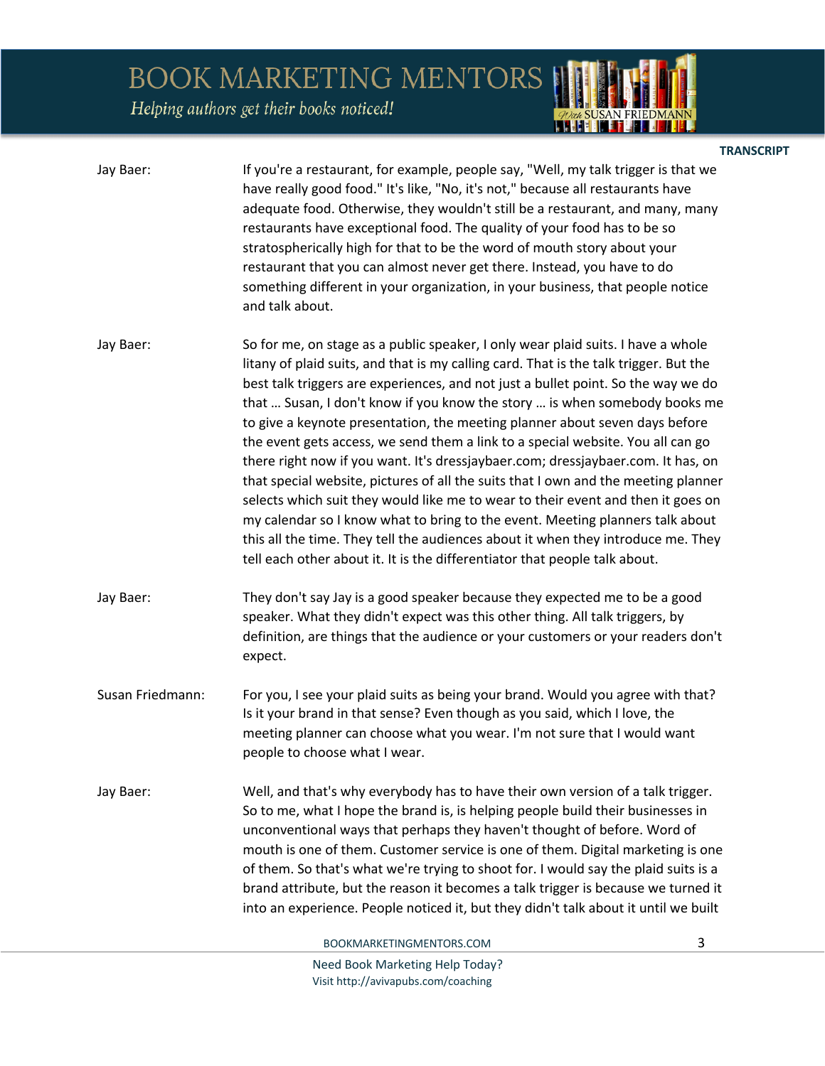Jay Baer: If you're a restaurant, for example, people say, "Well, my talk trigger is that we have really good food." It's like, "No, it's not," because all restaurants have adequate food. Otherwise, they wouldn't still be a restaurant, and many, many restaurants have exceptional food. The quality of your food has to be so stratospherically high for that to be the word of mouth story about your restaurant that you can almost never get there. Instead, you have to do something different in your organization, in your business, that people notice and talk about.

Jay Baer: So for me, on stage as a public speaker, I only wear plaid suits. I have a whole litany of plaid suits, and that is my calling card. That is the talk trigger. But the best talk triggers are experiences, and not just a bullet point. So the way we do that … Susan, I don't know if you know the story … is when somebody books me to give a keynote presentation, the meeting planner about seven days before the event gets access, we send them a link to a special website. You all can go there right now if you want. It's dressjaybaer.com; dressjaybaer.com. It has, on that special website, pictures of all the suits that I own and the meeting planner selects which suit they would like me to wear to their event and then it goes on my calendar so I know what to bring to the event. Meeting planners talk about this all the time. They tell the audiences about it when they introduce me. They tell each other about it. It is the differentiator that people talk about.

Jay Baer: They don't say Jay is a good speaker because they expected me to be a good speaker. What they didn't expect was this other thing. All talk triggers, by definition, are things that the audience or your customers or your readers don't expect.

Susan Friedmann: For you, I see your plaid suits as being your brand. Would you agree with that? Is it your brand in that sense? Even though as you said, which I love, the meeting planner can choose what you wear. I'm not sure that I would want people to choose what I wear.

Jay Baer: Well, and that's why everybody has to have their own version of a talk trigger. So to me, what I hope the brand is, is helping people build their businesses in unconventional ways that perhaps they haven't thought of before. Word of mouth is one of them. Customer service is one of them. Digital marketing is one of them. So that's what we're trying to shoot for. I would say the plaid suits is a brand attribute, but the reason it becomes a talk trigger is because we turned it into an experience. People noticed it, but they didn't talk about it until we built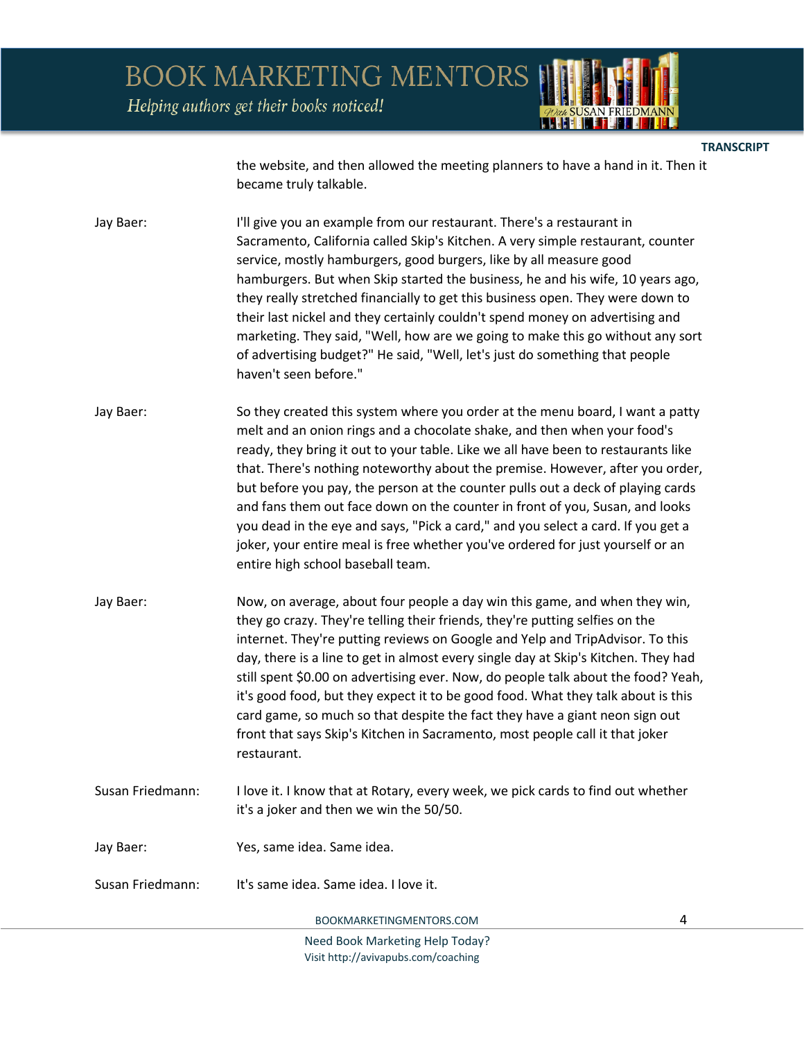the website, and then allowed the meeting planners to have a hand in it. Then it became truly talkable.

**Jay Baer:** I'll give you an example from our restaurant. There's a restaurant in Sacramento, California called Skip's Kitchen. A very simple restaurant, counter service, mostly hamburgers, good burgers, like by all measure good hamburgers. But when Skip started the business, he and his wife, 10 years ago, they really stretched financially to get this business open. They were down to their last nickel and they certainly couldn't spend money on advertising and marketing. They said, "Well, how are we going to make this go without any sort of advertising budget?" He said, "Well, let's just do something that people haven't seen before."

**Jay Baer:** So they created this system where you order at the menu board, I want a patty melt and an onion rings and a chocolate shake, and then when your food's ready, they bring it out to your table. Like we all have been to restaurants like that. There's nothing noteworthy about the premise. However, after you order, but before you pay, the person at the counter pulls out a deck of playing cards and fans them out face down on the counter in front of you, Susan, and looks you dead in the eye and says, "Pick a card," and you select a card. If you get a joker, your entire meal is free whether you've ordered for just yourself or an entire high school baseball team.

**Jay Baer:** Now, on average, about four people a day win this game, and when they win, they go crazy. They're telling their friends, they're putting selfies on the internet. They're putting reviews on Google and Yelp and TripAdvisor. To this day, there is a line to get in almost every single day at Skip's Kitchen. They had still spent $0.00 on advertising ever. Now, do people talk about the food? Yeah, it's good food, but they expect it to be good food. What they talk about is this card game, so much so that despite the fact they have a giant neon sign out front that says Skip's Kitchen in Sacramento, most people call it that joker restaurant.

**Susan Friedmann:** I love it. I know that at Rotary, every week, we pick cards to find out whether it's a joker and then we win the 50/50.

**Jay Baer:** Yes, same idea. Same idea.

**Susan Friedmann:** It's same idea. Same idea. I love it.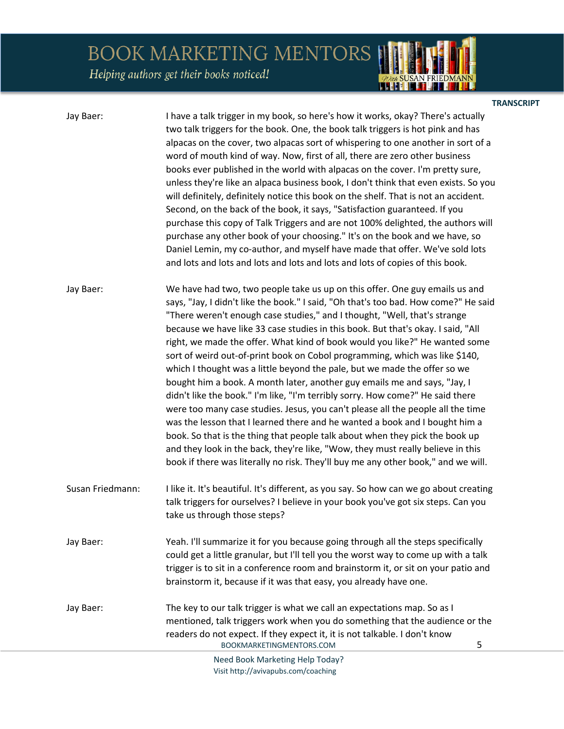**Jay Baer:** I have a talk trigger in my book, so here's how it works, okay? There's actually two talk triggers for the book. One, the book talk triggers is hot pink and has alpacas on the cover, two alpacas sort of whispering to one another in sort of a word of mouth kind of way. Now, first of all, there are zero other business books ever published in the world with alpacas on the cover. I'm pretty sure, unless they're like an alpaca business book, I don't think that even exists. So you will definitely, definitely notice this book on the shelf. That is not an accident. Second, on the back of the book, it says, "Satisfaction guaranteed. If you purchase this copy of Talk Triggers and are not 100% delighted, the authors will purchase any other book of your choosing." It's on the book and we have, so Daniel Lemin, my co-author, and myself have made that offer. We've sold lots and lots and lots and lots and lots and lots and lots of copies of this book.

**Jay Baer:** We have had two, two people take us up on this offer. One guy emails us and says, "Jay, I didn't like the book." I said, "Oh that's too bad. How come?" He said "There weren't enough case studies," and I thought, "Well, that's strange because we have like 33 case studies in this book. But that's okay. I said, "All right, we made the offer. What kind of book would you like?" He wanted some sort of weird out-of-print book on Cobol programming, which was like $140, which I thought was a little beyond the pale, but we made the offer so we bought him a book. A month later, another guy emails me and says, "Jay, I didn't like the book." I'm like, "I'm terribly sorry. How come?" He said there were too many case studies. Jesus, you can't please all the people all the time was the lesson that I learned there and he wanted a book and I bought him a book. So that is the thing that people talk about when they pick the book up and they look in the back, they're like, "Wow, they must really believe in this book if there was literally no risk. They'll buy me any other book," and we will.

**Susan Friedmann:** I like it. It's beautiful. It's different, as you say. So how can we go about creating talk triggers for ourselves? I believe in your book you've got six steps. Can you take us through those steps?

**Jay Baer:** Yeah. I'll summarize it for you because going through all the steps specifically could get a little granular, but I'll tell you the worst way to come up with a talk trigger is to sit in a conference room and brainstorm it, or sit on your patio and brainstorm it, because if it was that easy, you already have one.

**Jay Baer:** The key to our talk trigger is what we call an expectations map. So as I mentioned, talk triggers work when you do something that the audience or the readers do not expect. If they expect it, it is not talkable. I don't know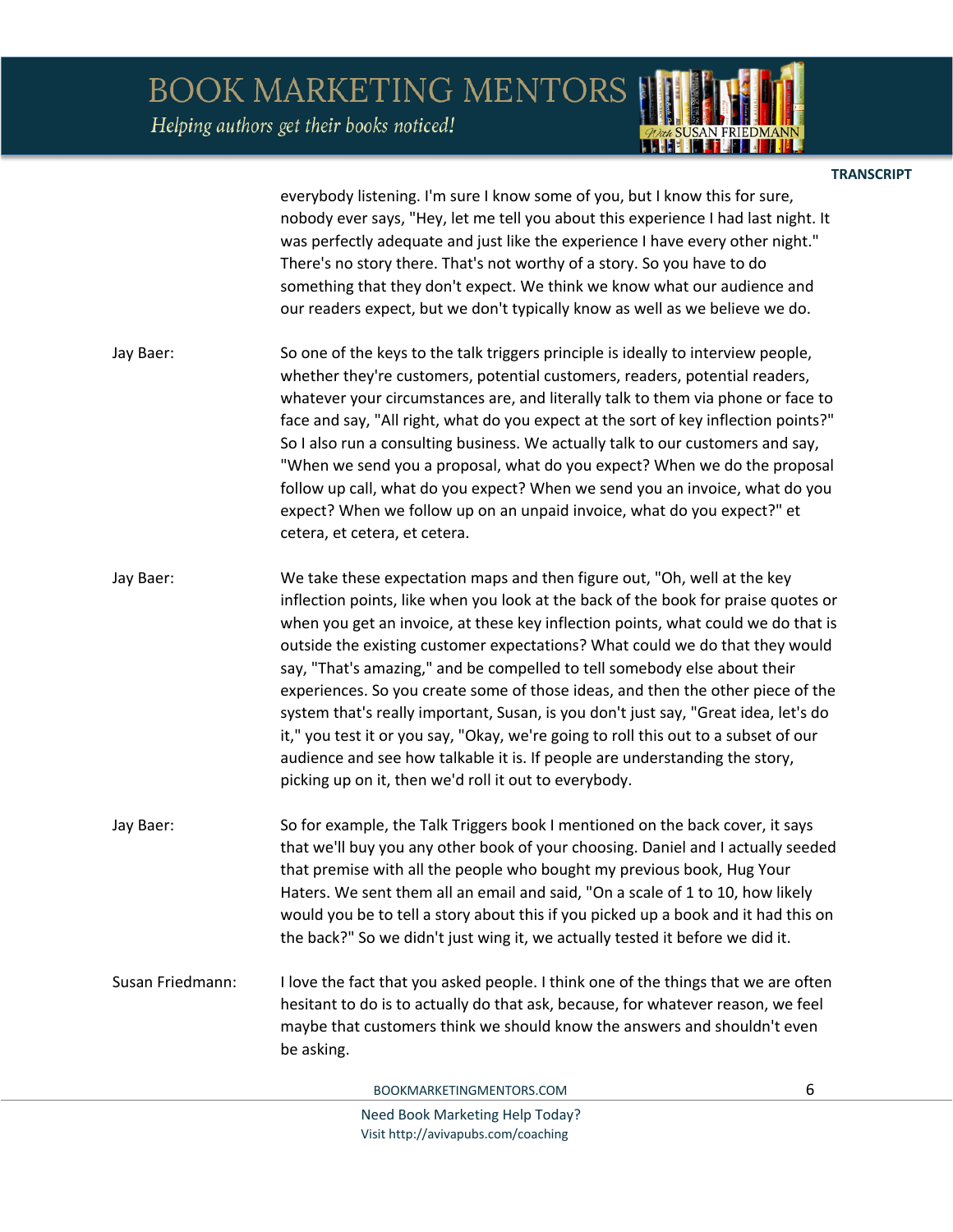everybody listening. I'm sure I know some of you, but I know this for sure, nobody ever says, "Hey, let me tell you about this experience I had last night. It was perfectly adequate and just like the experience I have every other night." There's no story there. That's not worthy of a story. So you have to do something that they don't expect. We think we know what our audience and our readers expect, but we don't typically know as well as we believe we do.

Jay Baer: So one of the keys to the talk triggers principle is ideally to interview people, whether they're customers, potential customers, readers, potential readers, whatever your circumstances are, and literally talk to them via phone or face to face and say, "All right, what do you expect at the sort of key inflection points?" So I also run a consulting business. We actually talk to our customers and say, "When we send you a proposal, what do you expect? When we do the proposal follow up call, what do you expect? When we send you an invoice, what do you expect? When we follow up on an unpaid invoice, what do you expect?" et cetera, et cetera, et cetera.

Jay Baer: We take these expectation maps and then figure out, "Oh, well at the key inflection points, like when you look at the back of the book for praise quotes or when you get an invoice, at these key inflection points, what could we do that is outside the existing customer expectations? What could we do that they would say, "That's amazing," and be compelled to tell somebody else about their experiences. So you create some of those ideas, and then the other piece of the system that's really important, Susan, is you don't just say, "Great idea, let's do it," you test it or you say, "Okay, we're going to roll this out to a subset of our audience and see how talkable it is. If people are understanding the story, picking up on it, then we'd roll it out to everybody.

Jay Baer: So for example, the Talk Triggers book I mentioned on the back cover, it says that we'll buy you any other book of your choosing. Daniel and I actually seeded that premise with all the people who bought my previous book, Hug Your Haters. We sent them all an email and said, "On a scale of 1 to 10, how likely would you be to tell a story about this if you picked up a book and it had this on the back?" So we didn't just wing it, we actually tested it before we did it.

Susan Friedmann: I love the fact that you asked people. I think one of the things that we are often hesitant to do is to actually do that ask, because, for whatever reason, we feel maybe that customers think we should know the answers and shouldn't even be asking.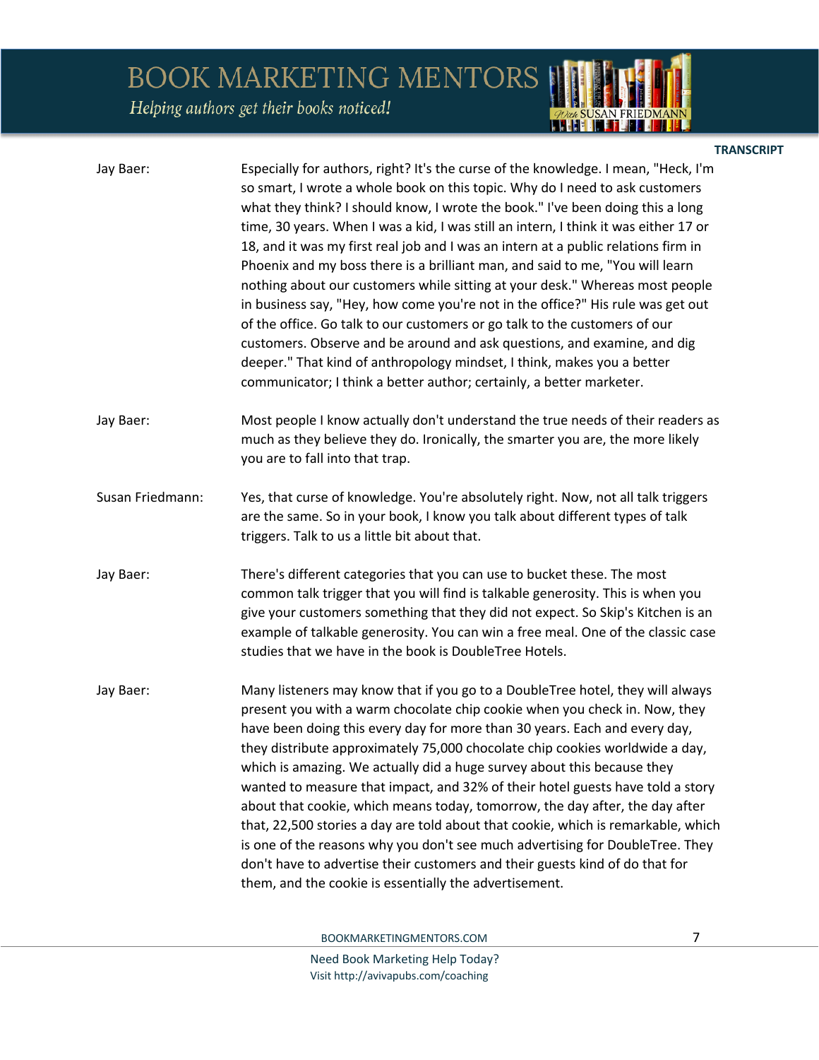**Jay Baer:** Especially for authors, right? It's the curse of the knowledge. I mean, "Heck, I'm so smart, I wrote a whole book on this topic. Why do I need to ask customers what they think? I should know, I wrote the book." I've been doing this a long time, 30 years. When I was a kid, I was still an intern, I think it was either 17 or 18, and it was my first real job and I was an intern at a public relations firm in Phoenix and my boss there is a brilliant man, and said to me, "You will learn nothing about our customers while sitting at your desk." Whereas most people in business say, "Hey, how come you're not in the office?" His rule was get out of the office. Go talk to our customers or go talk to the customers of our customers. Observe and be around and ask questions, and examine, and dig deeper." That kind of anthropology mindset, I think, makes you a better communicator; I think a better author; certainly, a better marketer.

**Jay Baer:** Most people I know actually don't understand the true needs of their readers as much as they believe they do. Ironically, the smarter you are, the more likely you are to fall into that trap.

**Susan Friedmann:** Yes, that curse of knowledge. You're absolutely right. Now, not all talk triggers are the same. So in your book, I know you talk about different types of talk triggers. Talk to us a little bit about that.

**Jay Baer:** There's different categories that you can use to bucket these. The most common talk trigger that you will find is talkable generosity. This is when you give your customers something that they did not expect. So Skip's Kitchen is an example of talkable generosity. You can win a free meal. One of the classic case studies that we have in the book is DoubleTree Hotels.

**Jay Baer:** Many listeners may know that if you go to a DoubleTree hotel, they will always present you with a warm chocolate chip cookie when you check in. Now, they have been doing this every day for more than 30 years. Each and every day, they distribute approximately 75,000 chocolate chip cookies worldwide a day, which is amazing. We actually did a huge survey about this because they wanted to measure that impact, and 32% of their hotel guests have told a story about that cookie, which means today, tomorrow, the day after, the day after that, 22,500 stories a day are told about that cookie, which is remarkable, which is one of the reasons why you don't see much advertising for DoubleTree. They don't have to advertise their customers and their guests kind of do that for them, and the cookie is essentially the advertisement.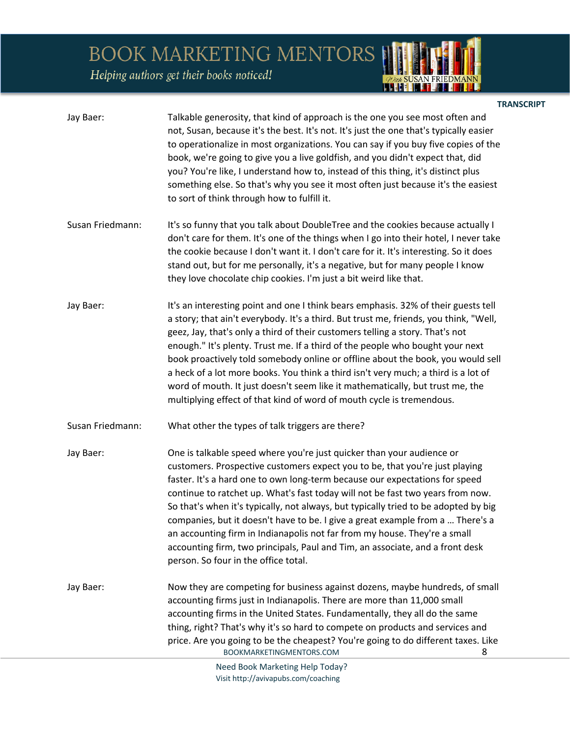**Jay Baer:** Talkable generosity, that kind of approach is the one you see most often and not, Susan, because it's the best. It's not. It's just the one that's typically easier to operationalize in most organizations. You can say if you buy five copies of the book, we're going to give you a live goldfish, and you didn't expect that, did you? You're like, I understand how to, instead of this thing, it's distinct plus something else. So that's why you see it most often just because it's the easiest to sort of think through how to fulfill it.

**Susan Friedmann:** It's so funny that you talk about DoubleTree and the cookies because actually I don't care for them. It's one of the things when I go into their hotel, I never take the cookie because I don't want it. I don't care for it. It's interesting. So it does stand out, but for me personally, it's a negative, but for many people I know they love chocolate chip cookies. I'm just a bit weird like that.

**Jay Baer:** It's an interesting point and one I think bears emphasis. 32% of their guests tell a story; that ain't everybody. It's a third. But trust me, friends, you think, "Well, geez, Jay, that's only a third of their customers telling a story. That's not enough." It's plenty. Trust me. If a third of the people who bought your next book proactively told somebody online or offline about the book, you would sell a heck of a lot more books. You think a third isn't very much; a third is a lot of word of mouth. It just doesn't seem like it mathematically, but trust me, the multiplying effect of that kind of word of mouth cycle is tremendous.

**Susan Friedmann:** What other the types of talk triggers are there?

**Jay Baer:** One is talkable speed where you're just quicker than your audience or customers. Prospective customers expect you to be, that you're just playing faster. It's a hard one to own long-term because our expectations for speed continue to ratchet up. What's fast today will not be fast two years from now. So that's when it's typically, not always, but typically tried to be adopted by big companies, but it doesn't have to be. I give a great example from a … There's a an accounting firm in Indianapolis not far from my house. They're a small accounting firm, two principals, Paul and Tim, an associate, and a front desk person. So four in the office total.

**Jay Baer:** Now they are competing for business against dozens, maybe hundreds, of small accounting firms just in Indianapolis. There are more than 11,000 small accounting firms in the United States. Fundamentally, they all do the same thing, right? That's why it's so hard to compete on products and services and price. Are you going to be the cheapest? You're going to do different taxes. Like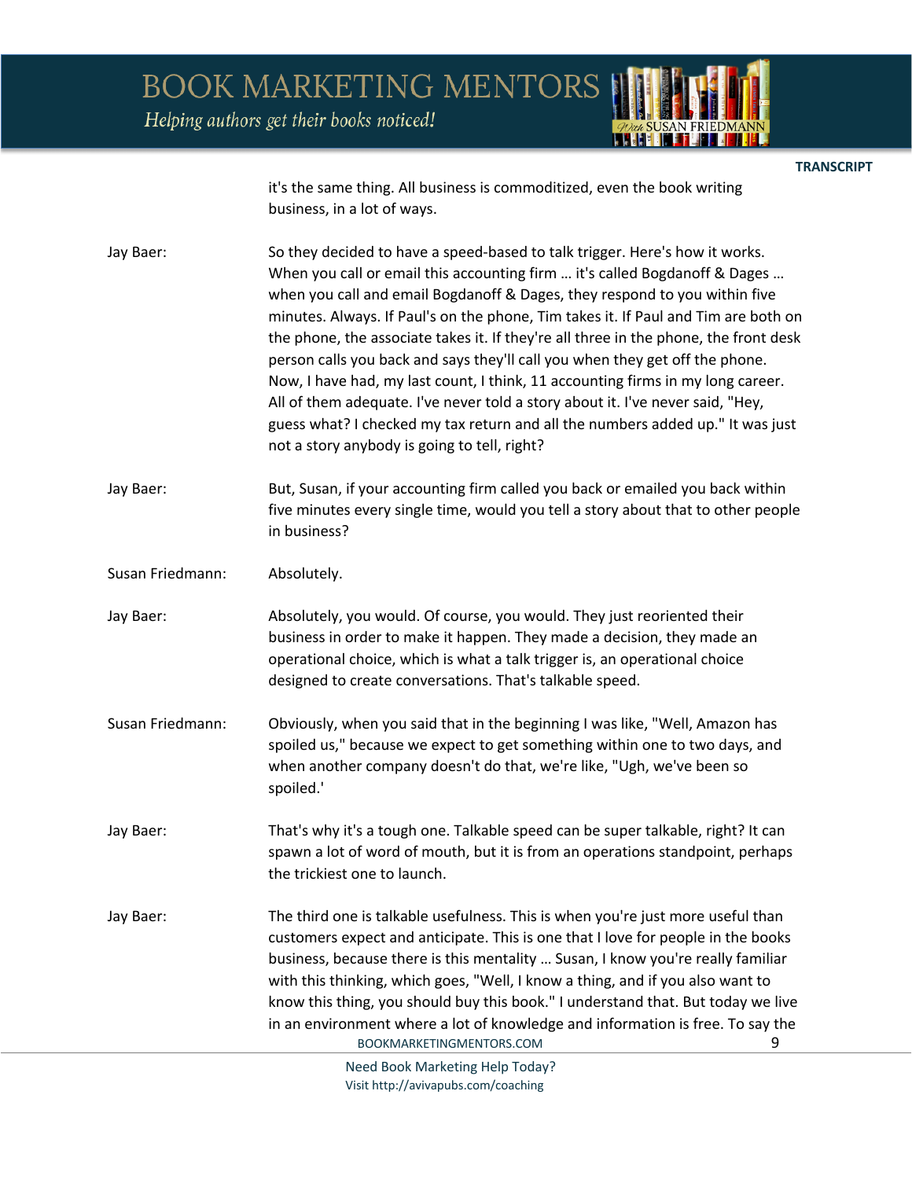it's the same thing. All business is commoditized, even the book writing business, in a lot of ways.

**Jay Baer:** So they decided to have a speed-based to talk trigger. Here's how it works. When you call or email this accounting firm … it's called Bogdanoff & Dages … when you call and email Bogdanoff & Dages, they respond to you within five minutes. Always. If Paul's on the phone, Tim takes it. If Paul and Tim are both on the phone, the associate takes it. If they're all three in the phone, the front desk person calls you back and says they'll call you when they get off the phone. Now, I have had, my last count, I think, 11 accounting firms in my long career. All of them adequate. I've never told a story about it. I've never said, "Hey, guess what? I checked my tax return and all the numbers added up." It was just not a story anybody is going to tell, right?

**Jay Baer:** But, Susan, if your accounting firm called you back or emailed you back within five minutes every single time, would you tell a story about that to other people in business?

**Susan Friedmann:** Absolutely.

**Jay Baer:** Absolutely, you would. Of course, you would. They just reoriented their business in order to make it happen. They made a decision, they made an operational choice, which is what a talk trigger is, an operational choice designed to create conversations. That's talkable speed.

**Susan Friedmann:** Obviously, when you said that in the beginning I was like, "Well, Amazon has spoiled us," because we expect to get something within one to two days, and when another company doesn't do that, we're like, "Ugh, we've been so spoiled.'

**Jay Baer:** That's why it's a tough one. Talkable speed can be super talkable, right? It can spawn a lot of word of mouth, but it is from an operations standpoint, perhaps the trickiest one to launch.

**Jay Baer:** The third one is talkable usefulness. This is when you're just more useful than customers expect and anticipate. This is one that I love for people in the books business, because there is this mentality … Susan, I know you're really familiar with this thinking, which goes, "Well, I know a thing, and if you also want to know this thing, you should buy this book." I understand that. But today we live in an environment where a lot of knowledge and information is free. To say the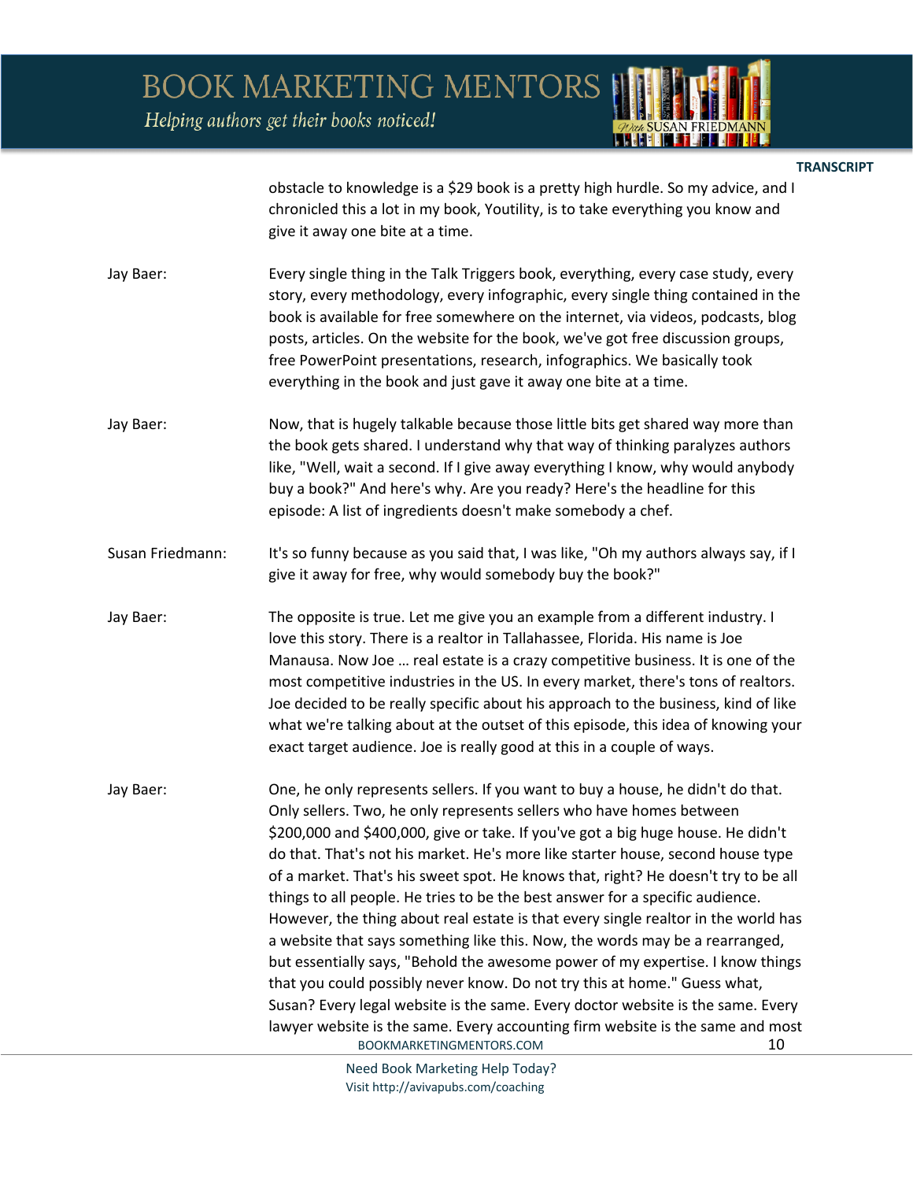obstacle to knowledge is a $29 book is a pretty high hurdle. So my advice, and I chronicled this a lot in my book, Youtility, is to take everything you know and give it away one bite at a time.

Jay Baer: Every single thing in the Talk Triggers book, everything, every case study, every story, every methodology, every infographic, every single thing contained in the book is available for free somewhere on the internet, via videos, podcasts, blog posts, articles. On the website for the book, we've got free discussion groups, free PowerPoint presentations, research, infographics. We basically took everything in the book and just gave it away one bite at a time.

Jay Baer: Now, that is hugely talkable because those little bits get shared way more than the book gets shared. I understand why that way of thinking paralyzes authors like, "Well, wait a second. If I give away everything I know, why would anybody buy a book?" And here's why. Are you ready? Here's the headline for this episode: A list of ingredients doesn't make somebody a chef.

Susan Friedmann: It's so funny because as you said that, I was like, "Oh my authors always say, if I give it away for free, why would somebody buy the book?"

Jay Baer: The opposite is true. Let me give you an example from a different industry. I love this story. There is a realtor in Tallahassee, Florida. His name is Joe Manausa. Now Joe … real estate is a crazy competitive business. It is one of the most competitive industries in the US. In every market, there's tons of realtors. Joe decided to be really specific about his approach to the business, kind of like what we're talking about at the outset of this episode, this idea of knowing your exact target audience. Joe is really good at this in a couple of ways.

Jay Baer: One, he only represents sellers. If you want to buy a house, he didn't do that. Only sellers. Two, he only represents sellers who have homes between $200,000 and $400,000, give or take. If you've got a big huge house. He didn't do that. That's not his market. He's more like starter house, second house type of a market. That's his sweet spot. He knows that, right? He doesn't try to be all things to all people. He tries to be the best answer for a specific audience. However, the thing about real estate is that every single realtor in the world has a website that says something like this. Now, the words may be a rearranged, but essentially says, "Behold the awesome power of my expertise. I know things that you could possibly never know. Do not try this at home." Guess what, Susan? Every legal website is the same. Every doctor website is the same. Every lawyer website is the same. Every accounting firm website is the same and most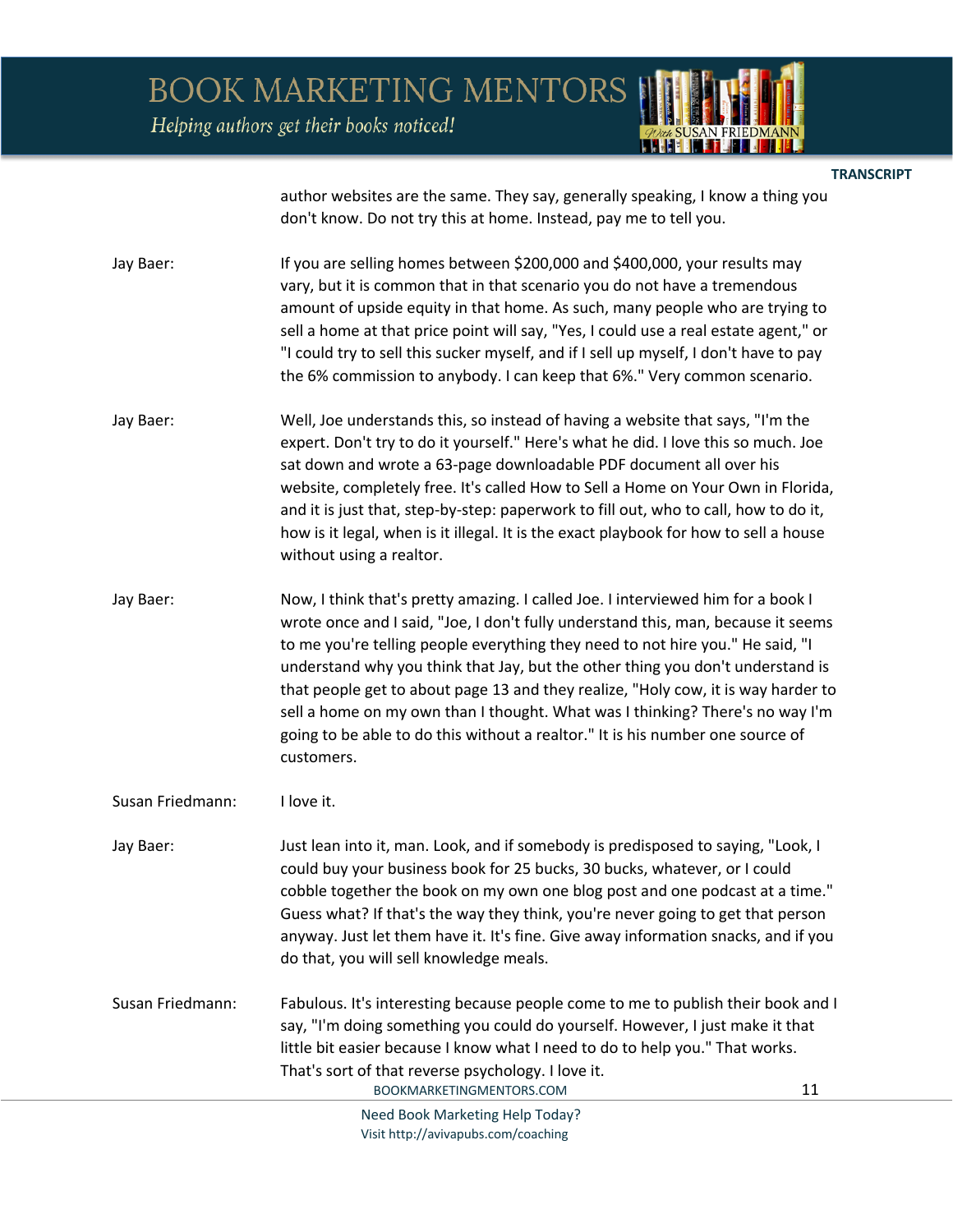author websites are the same. They say, generally speaking, I know a thing you don't know. Do not try this at home. Instead, pay me to tell you.

**Jay Baer:** If you are selling homes between $200,000 and $400,000, your results may vary, but it is common that in that scenario you do not have a tremendous amount of upside equity in that home. As such, many people who are trying to sell a home at that price point will say, "Yes, I could use a real estate agent," or "I could try to sell this sucker myself, and if I sell up myself, I don't have to pay the 6% commission to anybody. I can keep that 6%." Very common scenario.

**Jay Baer:** Well, Joe understands this, so instead of having a website that says, "I'm the expert. Don't try to do it yourself." Here's what he did. I love this so much. Joe sat down and wrote a 63-page downloadable PDF document all over his website, completely free. It's called How to Sell a Home on Your Own in Florida, and it is just that, step-by-step: paperwork to fill out, who to call, how to do it, how is it legal, when is it illegal. It is the exact playbook for how to sell a house without using a realtor.

**Jay Baer:** Now, I think that's pretty amazing. I called Joe. I interviewed him for a book I wrote once and I said, "Joe, I don't fully understand this, man, because it seems to me you're telling people everything they need to not hire you." He said, "I understand why you think that Jay, but the other thing you don't understand is that people get to about page 13 and they realize, "Holy cow, it is way harder to sell a home on my own than I thought. What was I thinking? There's no way I'm going to be able to do this without a realtor." It is his number one source of customers.

**Susan Friedmann:** I love it.

**Jay Baer:** Just lean into it, man. Look, and if somebody is predisposed to saying, "Look, I could buy your business book for 25 bucks, 30 bucks, whatever, or I could cobble together the book on my own one blog post and one podcast at a time." Guess what? If that's the way they think, you're never going to get that person anyway. Just let them have it. It's fine. Give away information snacks, and if you do that, you will sell knowledge meals.

**Susan Friedmann:** Fabulous. It's interesting because people come to me to publish their book and I say, "I'm doing something you could do yourself. However, I just make it that little bit easier because I know what I need to do to help you." That works. That's sort of that reverse psychology. I love it.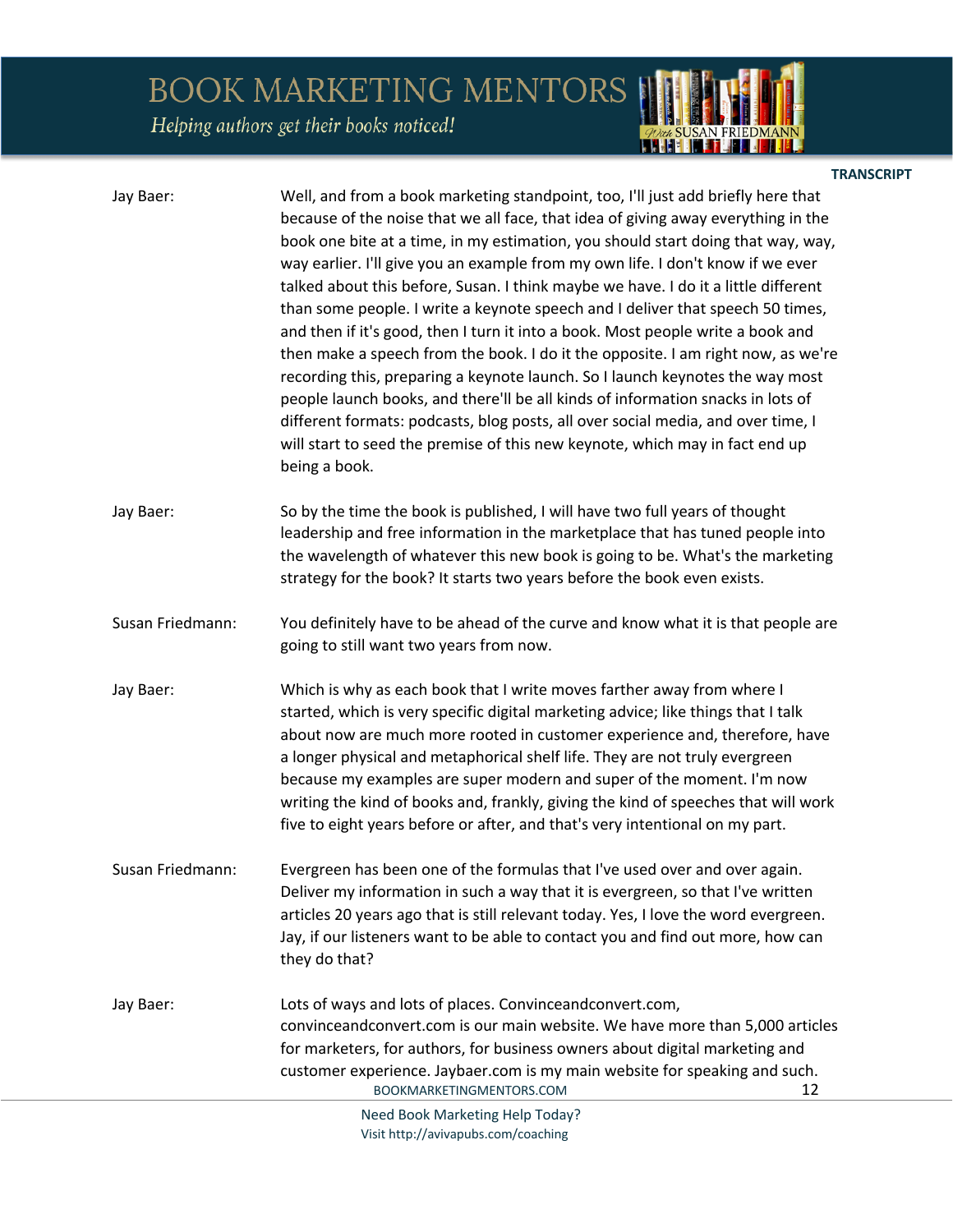**Jay Baer:** Well, and from a book marketing standpoint, too, I'll just add briefly here that because of the noise that we all face, that idea of giving away everything in the book one bite at a time, in my estimation, you should start doing that way, way, way earlier. I'll give you an example from my own life. I don't know if we ever talked about this before, Susan. I think maybe we have. I do it a little different than some people. I write a keynote speech and I deliver that speech 50 times, and then if it's good, then I turn it into a book. Most people write a book and then make a speech from the book. I do it the opposite. I am right now, as we're recording this, preparing a keynote launch. So I launch keynotes the way most people launch books, and there'll be all kinds of information snacks in lots of different formats: podcasts, blog posts, all over social media, and over time, I will start to seed the premise of this new keynote, which may in fact end up being a book.

**Jay Baer:** So by the time the book is published, I will have two full years of thought leadership and free information in the marketplace that has tuned people into the wavelength of whatever this new book is going to be. What's the marketing strategy for the book? It starts two years before the book even exists.

**Susan Friedmann:** You definitely have to be ahead of the curve and know what it is that people are going to still want two years from now.

**Jay Baer:** Which is why as each book that I write moves farther away from where I started, which is very specific digital marketing advice; like things that I talk about now are much more rooted in customer experience and, therefore, have a longer physical and metaphorical shelf life. They are not truly evergreen because my examples are super modern and super of the moment. I'm now writing the kind of books and, frankly, giving the kind of speeches that will work five to eight years before or after, and that's very intentional on my part.

**Susan Friedmann:** Evergreen has been one of the formulas that I've used over and over again. Deliver my information in such a way that it is evergreen, so that I've written articles 20 years ago that is still relevant today. Yes, I love the word evergreen. Jay, if our listeners want to be able to contact you and find out more, how can they do that?

**Jay Baer:** Lots of ways and lots of places. Convinceandconvert.com, convinceandconvert.com is our main website. We have more than 5,000 articles for marketers, for authors, for business owners about digital marketing and customer experience. Jaybaer.com is my main website for speaking and such.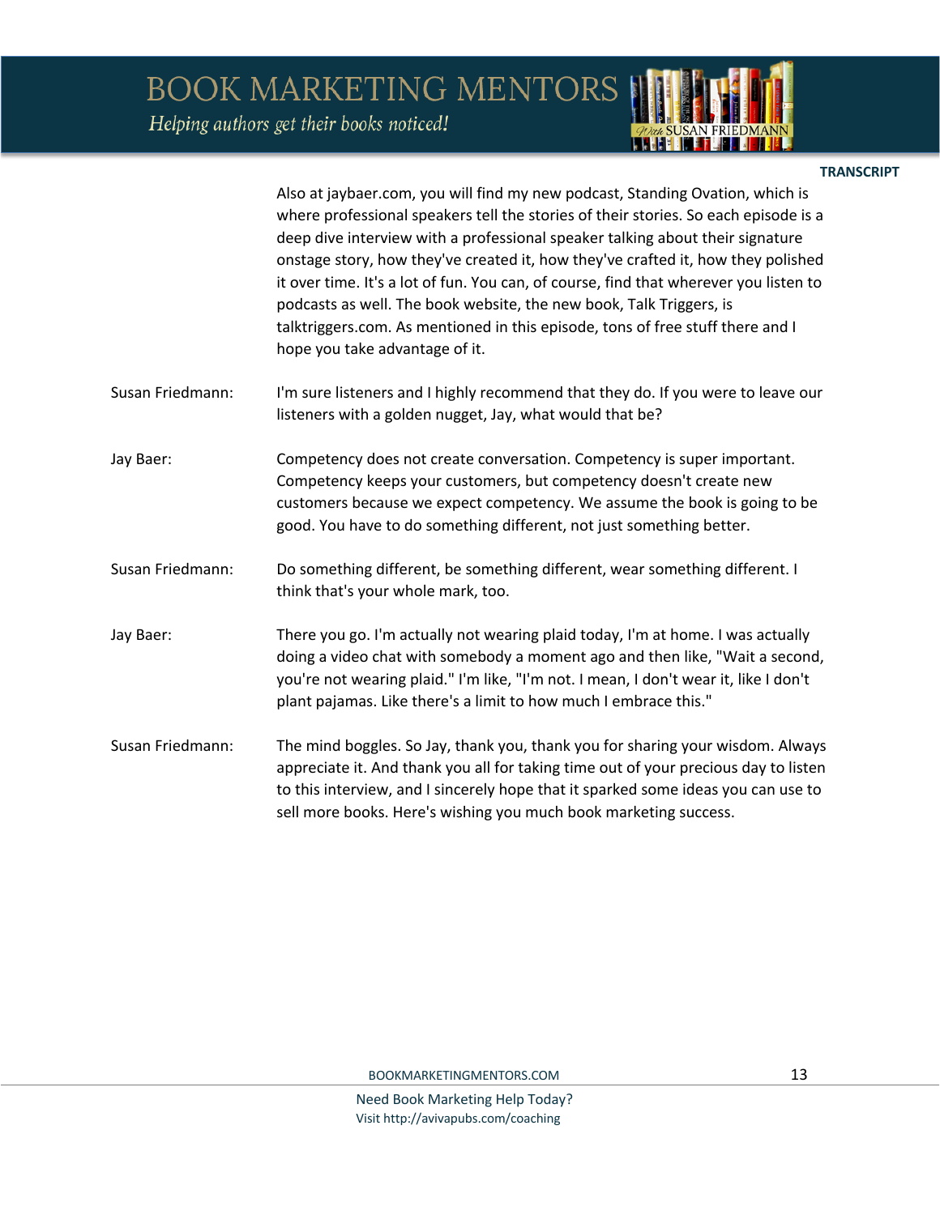Also at jaybaer.com, you will find my new podcast, Standing Ovation, which is where professional speakers tell the stories of their stories. So each episode is a deep dive interview with a professional speaker talking about their signature onstage story, how they've created it, how they've crafted it, how they polished it over time. It's a lot of fun. You can, of course, find that wherever you listen to podcasts as well. The book website, the new book, Talk Triggers, is talktriggers.com. As mentioned in this episode, tons of free stuff there and I hope you take advantage of it.

**Susan Friedmann:** I'm sure listeners and I highly recommend that they do. If you were to leave our listeners with a golden nugget, Jay, what would that be?

**Jay Baer:** Competency does not create conversation. Competency is super important. Competency keeps your customers, but competency doesn't create new customers because we expect competency. We assume the book is going to be good. You have to do something different, not just something better.

**Susan Friedmann:** Do something different, be something different, wear something different. I think that's your whole mark, too.

**Jay Baer:** There you go. I'm actually not wearing plaid today, I'm at home. I was actually doing a video chat with somebody a moment ago and then like, "Wait a second, you're not wearing plaid." I'm like, "I'm not. I mean, I don't wear it, like I don't plant pajamas. Like there's a limit to how much I embrace this."

**Susan Friedmann:** The mind boggles. So Jay, thank you, thank you for sharing your wisdom. Always appreciate it. And thank you all for taking time out of your precious day to listen to this interview, and I sincerely hope that it sparked some ideas you can use to sell more books. Here's wishing you much book marketing success.